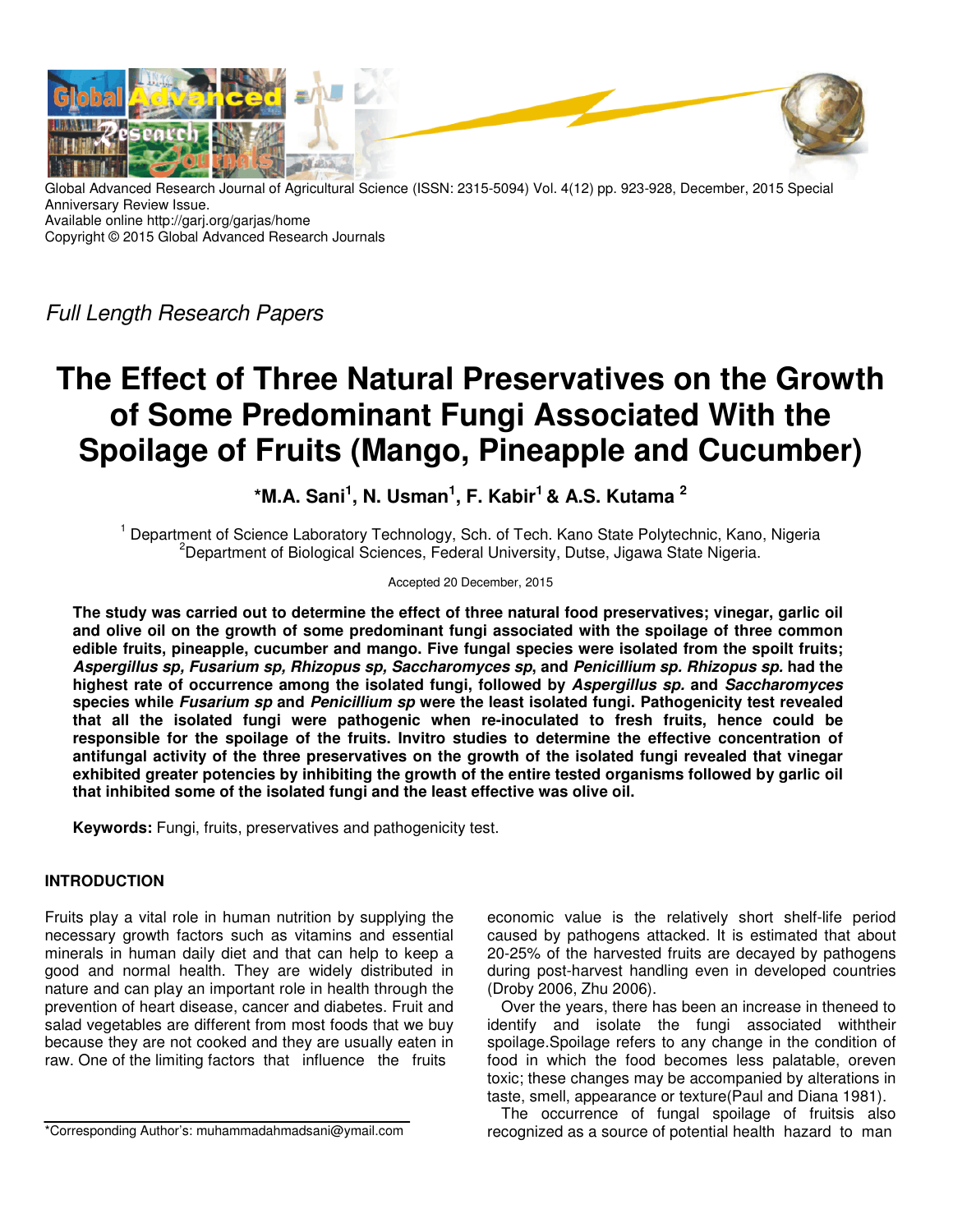Global Advanced Research Journal of Agricultural Science (ISSN: 2315-5094) Vol. 4(12) pp. 923-928, December, 2015 Special Anniversary Review Issue.
Available online http://garj.org/garjas/home
Copyright © 2015 Global Advanced Research Journals

*Full Length Research Papers*

# The Effect of Three Natural Preservatives on the Growth of Some Predominant Fungi Associated With the Spoilage of Fruits (Mango, Pineapple and Cucumber)

**\*M.A. Sani[1], N. Usman[1], F. Kabir[1] & A.S. Kutama [2]**

[1] Department of Science Laboratory Technology, Sch. of Tech. Kano State Polytechnic, Kano, Nigeria
[2]Department of Biological Sciences, Federal University, Dutse, Jigawa State Nigeria.

Accepted 20 December, 2015

**The study was carried out to determine the effect of three natural food preservatives; vinegar, garlic oil and olive oil on the growth of some predominant fungi associated with the spoilage of three common edible fruits, pineapple, cucumber and mango. Five fungal species were isolated from the spoilt fruits; *Aspergillus sp, Fusarium sp, Rhizopus sp, Saccharomyces sp*, and *Penicillium sp. Rhizopus sp.* had the highest rate of occurrence among the isolated fungi, followed by *Aspergillus sp.* and *Saccharomyces* species while *Fusarium sp* and *Penicillium sp* were the least isolated fungi. Pathogenicity test revealed that all the isolated fungi were pathogenic when re-inoculated to fresh fruits, hence could be responsible for the spoilage of the fruits. Invitro studies to determine the effective concentration of antifungal activity of the three preservatives on the growth of the isolated fungi revealed that vinegar exhibited greater potencies by inhibiting the growth of the entire tested organisms followed by garlic oil that inhibited some of the isolated fungi and the least effective was olive oil.**

**Keywords:** Fungi, fruits, preservatives and pathogenicity test.

## INTRODUCTION

Fruits play a vital role in human nutrition by supplying the necessary growth factors such as vitamins and essential minerals in human daily diet and that can help to keep a good and normal health. They are widely distributed in nature and can play an important role in health through the prevention of heart disease, cancer and diabetes. Fruit and salad vegetables are different from most foods that we buy because they are not cooked and they are usually eaten in raw. One of the limiting factors that influence the fruits economic value is the relatively short shelf-life period caused by pathogens attacked. It is estimated that about 20-25% of the harvested fruits are decayed by pathogens during post-harvest handling even in developed countries (Droby 2006, Zhu 2006).

Over the years, there has been an increase in theneed to identify and isolate the fungi associated withtheir spoilage.Spoilage refers to any change in the condition of food in which the food becomes less palatable, oreven toxic; these changes may be accompanied by alterations in taste, smell, appearance or texture(Paul and Diana 1981).

The occurrence of fungal spoilage of fruitsis also recognized as a source of potential health hazard to man

\*Corresponding Author's: muhammadahmadsani@ymail.com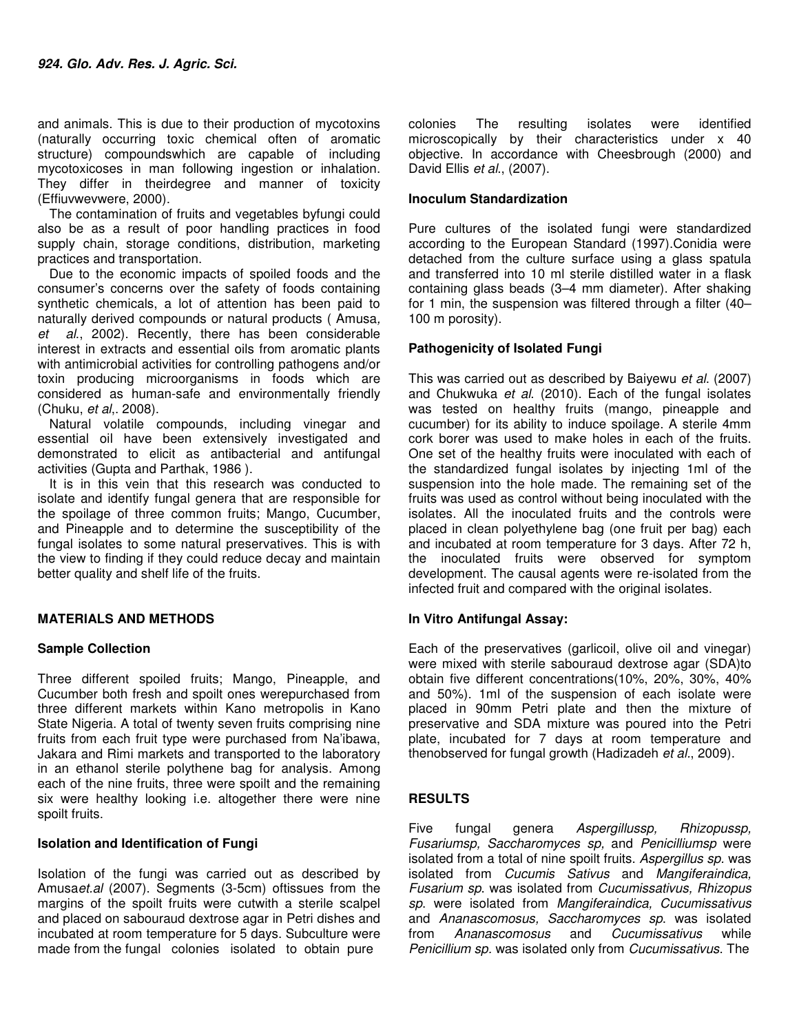and animals. This is due to their production of mycotoxins (naturally occurring toxic chemical often of aromatic structure) compoundswhich are capable of including mycotoxicoses in man following ingestion or inhalation. They differ in theirdegree and manner of toxicity (Effiuvwevwere, 2000).

The contamination of fruits and vegetables byfungi could also be as a result of poor handling practices in food supply chain, storage conditions, distribution, marketing practices and transportation.

Due to the economic impacts of spoiled foods and the consumer's concerns over the safety of foods containing synthetic chemicals, a lot of attention has been paid to naturally derived compounds or natural products ( Amusa*, et al.*, 2002). Recently, there has been considerable interest in extracts and essential oils from aromatic plants with antimicrobial activities for controlling pathogens and/or toxin producing microorganisms in foods which are considered as human-safe and environmentally friendly (Chuku, *et al*,. 2008).

Natural volatile compounds, including vinegar and essential oil have been extensively investigated and demonstrated to elicit as antibacterial and antifungal activities (Gupta and Parthak, 1986 ).

It is in this vein that this research was conducted to isolate and identify fungal genera that are responsible for the spoilage of three common fruits; Mango, Cucumber, and Pineapple and to determine the susceptibility of the fungal isolates to some natural preservatives. This is with the view to finding if they could reduce decay and maintain better quality and shelf life of the fruits.

## MATERIALS AND METHODS

### Sample Collection

Three different spoiled fruits; Mango, Pineapple, and Cucumber both fresh and spoilt ones werepurchased from three different markets within Kano metropolis in Kano State Nigeria. A total of twenty seven fruits comprising nine fruits from each fruit type were purchased from Na'ibawa, Jakara and Rimi markets and transported to the laboratory in an ethanol sterile polythene bag for analysis. Among each of the nine fruits, three were spoilt and the remaining six were healthy looking i.e. altogether there were nine spoilt fruits.

### Isolation and Identification of Fungi

Isolation of the fungi was carried out as described by Amusa*et.al* (2007). Segments (3-5cm) oftissues from the margins of the spoilt fruits were cutwith a sterile scalpel and placed on sabouraud dextrose agar in Petri dishes and incubated at room temperature for 5 days. Subculture were made from the fungal colonies isolated to obtain pure colonies The resulting isolates were identified microscopically by their characteristics under x 40 objective. In accordance with Cheesbrough (2000) and David Ellis *et al*., (2007).

### Inoculum Standardization

Pure cultures of the isolated fungi were standardized according to the European Standard (1997).Conidia were detached from the culture surface using a glass spatula and transferred into 10 ml sterile distilled water in a flask containing glass beads (3–4 mm diameter). After shaking for 1 min, the suspension was filtered through a filter (40–100 m porosity).

### Pathogenicity of Isolated Fungi

This was carried out as described by Baiyewu *et al*. (2007) and Chukwuka *et al*. (2010). Each of the fungal isolates was tested on healthy fruits (mango, pineapple and cucumber) for its ability to induce spoilage. A sterile 4mm cork borer was used to make holes in each of the fruits. One set of the healthy fruits were inoculated with each of the standardized fungal isolates by injecting 1ml of the suspension into the hole made. The remaining set of the fruits was used as control without being inoculated with the isolates. All the inoculated fruits and the controls were placed in clean polyethylene bag (one fruit per bag) each and incubated at room temperature for 3 days. After 72 h, the inoculated fruits were observed for symptom development. The causal agents were re-isolated from the infected fruit and compared with the original isolates.

### In Vitro Antifungal Assay:

Each of the preservatives (garlicoil, olive oil and vinegar) were mixed with sterile sabouraud dextrose agar (SDA)to obtain five different concentrations(10%, 20%, 30%, 40% and 50%). 1ml of the suspension of each isolate were placed in 90mm Petri plate and then the mixture of preservative and SDA mixture was poured into the Petri plate, incubated for 7 days at room temperature and thenobserved for fungal growth (Hadizadeh *et al*., 2009).

## RESULTS

Five fungal genera *Aspergillussp, Rhizopussp, Fusariumsp, Saccharomyces sp,* and *Penicilliumsp* were isolated from a total of nine spoilt fruits. *Aspergillus sp.* was isolated from *Cucumis Sativus* and *Mangiferaindica, Fusarium sp.* was isolated from *Cucumissativus, Rhizopus sp.* were isolated from *Mangiferaindica, Cucumissativus* and *Ananascomosus, Saccharomyces sp.* was isolated from *Ananascomosus* and *Cucumissativus* while *Penicillium sp.* was isolated only from *Cucumissativus.* The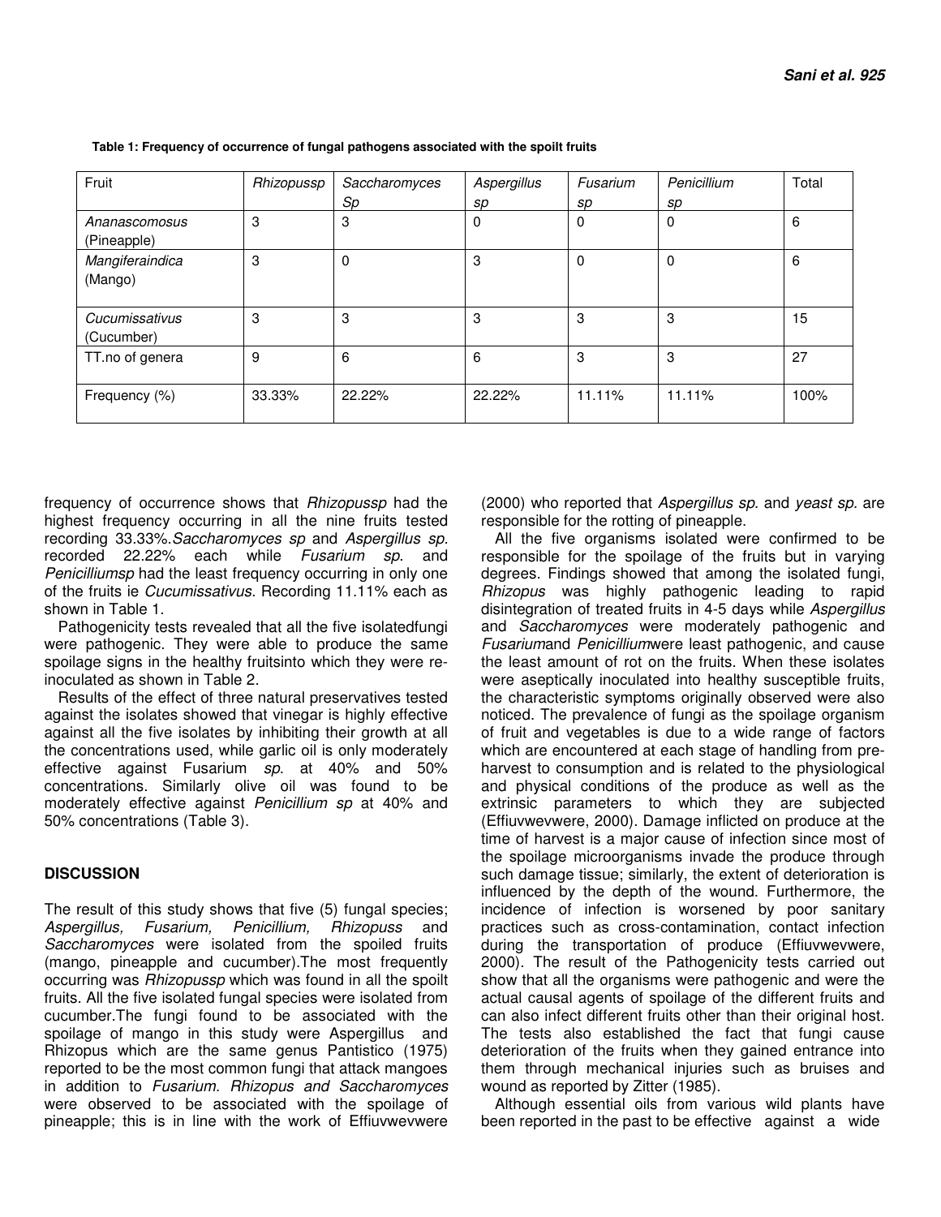**Table 1: Frequency of occurrence of fungal pathogens associated with the spoilt fruits**

| Fruit | *Rhizopussp* | *Saccharomyces Sp* | *Aspergillus sp* | *Fusarium sp* | *Penicillium sp* | Total |
|---|---|---|---|---|---|---|
| *Ananascomosus* (Pineapple) | 3 | 3 | 0 | 0 | 0 | 6 |
| *Mangiferaindica* (Mango) | 3 | 0 | 3 | 0 | 0 | 6 |
| *Cucumissativus* (Cucumber) | 3 | 3 | 3 | 3 | 3 | 15 |
| TT.no of genera | 9 | 6 | 6 | 3 | 3 | 27 |
| Frequency (%) | 33.33% | 22.22% | 22.22% | 11.11% | 11.11% | 100% |

frequency of occurrence shows that *Rhizopussp* had the highest frequency occurring in all the nine fruits tested recording 33.33%.*Saccharomyces sp* and *Aspergillus sp.* recorded 22.22% each while *Fusarium sp*. and *Penicilliumsp* had the least frequency occurring in only one of the fruits ie *Cucumissativus*. Recording 11.11% each as shown in Table 1.

Pathogenicity tests revealed that all the five isolatedfungi were pathogenic. They were able to produce the same spoilage signs in the healthy fruitsinto which they were re-inoculated as shown in Table 2.

Results of the effect of three natural preservatives tested against the isolates showed that vinegar is highly effective against all the five isolates by inhibiting their growth at all the concentrations used, while garlic oil is only moderately effective against Fusarium *sp*. at 40% and 50% concentrations. Similarly olive oil was found to be moderately effective against *Penicillium sp* at 40% and 50% concentrations (Table 3).

## DISCUSSION

The result of this study shows that five (5) fungal species; *Aspergillus, Fusarium, Penicillium, Rhizopuss* and *Saccharomyces* were isolated from the spoiled fruits (mango, pineapple and cucumber).The most frequently occurring was *Rhizopussp* which was found in all the spoilt fruits. All the five isolated fungal species were isolated from cucumber.The fungi found to be associated with the spoilage of mango in this study were Aspergillus and Rhizopus which are the same genus Pantistico (1975) reported to be the most common fungi that attack mangoes in addition to *Fusarium. Rhizopus and Saccharomyces* were observed to be associated with the spoilage of pineapple; this is in line with the work of Effiuvwevwere (2000) who reported that *Aspergillus sp.* and *yeast sp.* are responsible for the rotting of pineapple.

All the five organisms isolated were confirmed to be responsible for the spoilage of the fruits but in varying degrees. Findings showed that among the isolated fungi, *Rhizopus* was highly pathogenic leading to rapid disintegration of treated fruits in 4-5 days while *Aspergillus* and *Saccharomyces* were moderately pathogenic and *Fusarium*and *Penicillium*were least pathogenic, and cause the least amount of rot on the fruits. When these isolates were aseptically inoculated into healthy susceptible fruits, the characteristic symptoms originally observed were also noticed. The prevalence of fungi as the spoilage organism of fruit and vegetables is due to a wide range of factors which are encountered at each stage of handling from pre-harvest to consumption and is related to the physiological and physical conditions of the produce as well as the extrinsic parameters to which they are subjected (Effiuvwevwere, 2000). Damage inflicted on produce at the time of harvest is a major cause of infection since most of the spoilage microorganisms invade the produce through such damage tissue; similarly, the extent of deterioration is influenced by the depth of the wound. Furthermore, the incidence of infection is worsened by poor sanitary practices such as cross-contamination, contact infection during the transportation of produce (Effiuvwevwere, 2000). The result of the Pathogenicity tests carried out show that all the organisms were pathogenic and were the actual causal agents of spoilage of the different fruits and can also infect different fruits other than their original host. The tests also established the fact that fungi cause deterioration of the fruits when they gained entrance into them through mechanical injuries such as bruises and wound as reported by Zitter (1985).

Although essential oils from various wild plants have been reported in the past to be effective against a wide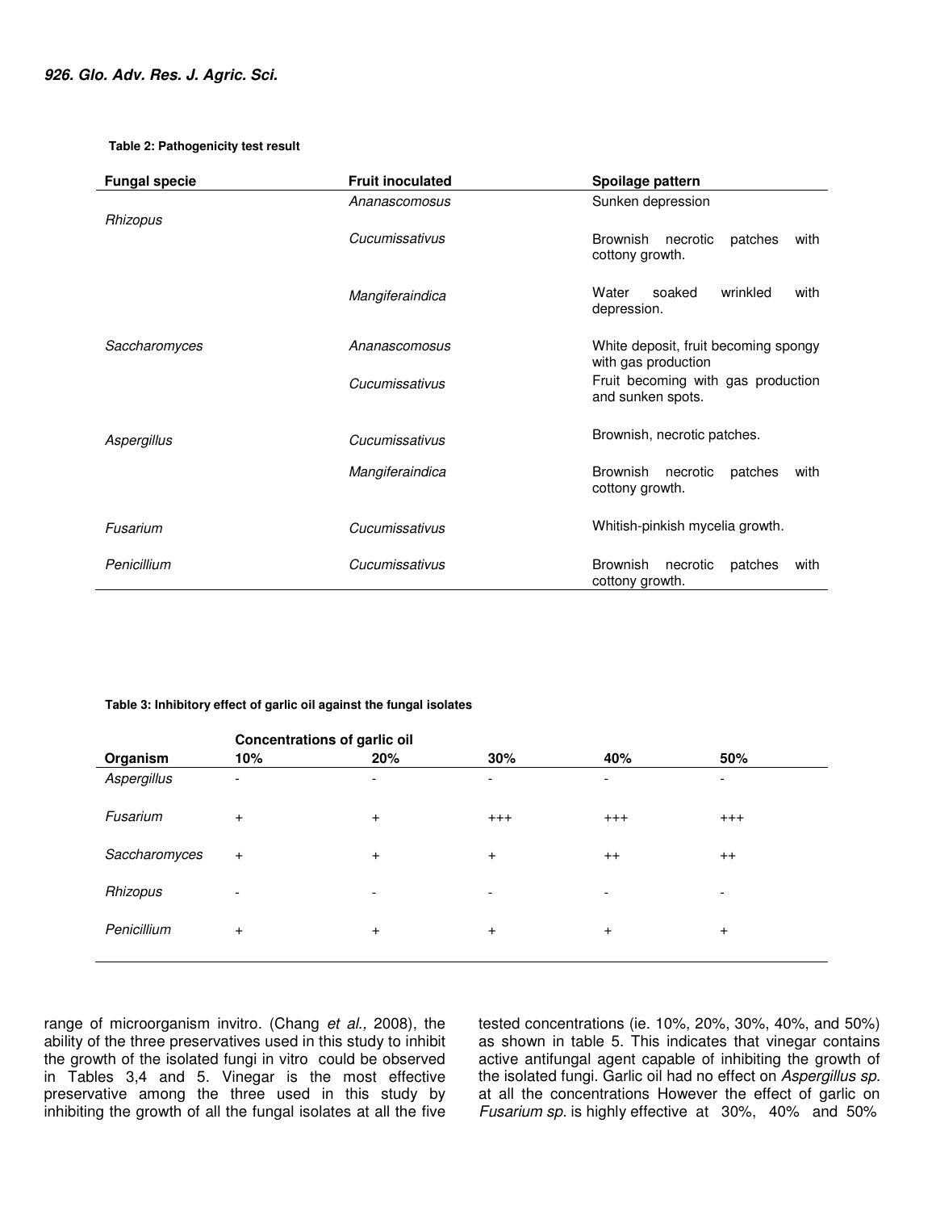**Table 2: Pathogenicity test result**

| Fungal specie | Fruit inoculated | Spoilage pattern |
|---|---|---|
| *Rhizopus* | *Ananascomosus* | Sunken depression |
| | *Cucumissativus* | Brownish necrotic patches with cottony growth. |
| | *Mangiferaindica* | Water soaked wrinkled with depression. |
| *Saccharomyces* | *Ananascomosus* | White deposit, fruit becoming spongy with gas production |
| | *Cucumissativus* | Fruit becoming with gas production and sunken spots. |
| *Aspergillus* | *Cucumissativus* | Brownish, necrotic patches. |
| | *Mangiferaindica* | Brownish necrotic patches with cottony growth. |
| *Fusarium* | *Cucumissativus* | Whitish-pinkish mycelia growth. |
| *Penicillium* | *Cucumissativus* | Brownish necrotic patches with cottony growth. |

**Table 3: Inhibitory effect of garlic oil against the fungal isolates**

| | Concentrations of garlic oil | | | | |
|---|---|---|---|---|---|
| Organism | 10% | 20% | 30% | 40% | 50% |
| *Aspergillus* | - | - | - | - | - |
| *Fusarium* | + | + | +++ | +++ | +++ |
| *Saccharomyces* | + | + | + | ++ | ++ |
| *Rhizopus* | - | - | - | - | - |
| *Penicillium* | + | + | + | + | + |

range of microorganism invitro. (Chang *et al.,* 2008), the ability of the three preservatives used in this study to inhibit the growth of the isolated fungi in vitro could be observed in Tables 3,4 and 5. Vinegar is the most effective preservative among the three used in this study by inhibiting the growth of all the fungal isolates at all the five tested concentrations (ie. 10%, 20%, 30%, 40%, and 50%) as shown in table 5. This indicates that vinegar contains active antifungal agent capable of inhibiting the growth of the isolated fungi. Garlic oil had no effect on *Aspergillus sp.* at all the concentrations However the effect of garlic on *Fusarium sp.* is highly effective at 30%, 40% and 50%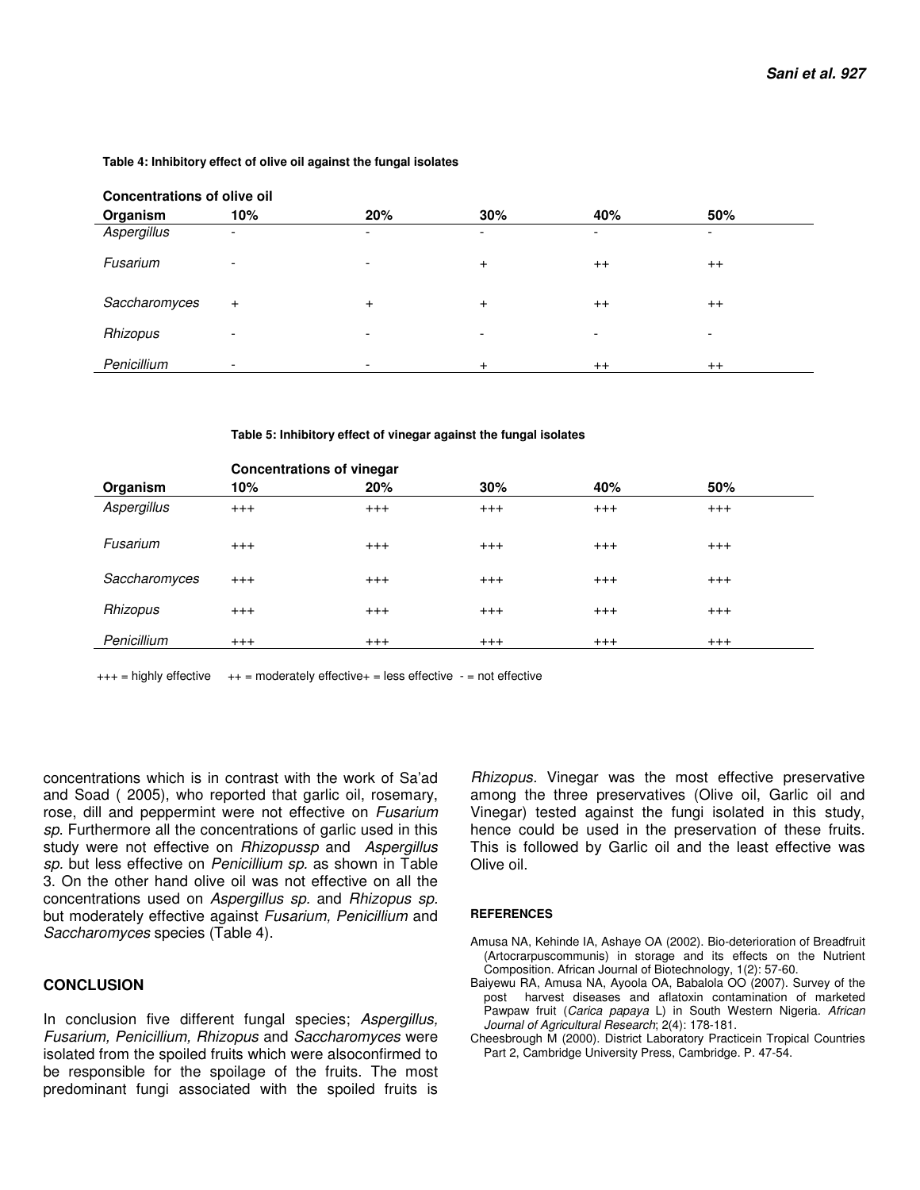**Table 4: Inhibitory effect of olive oil against the fungal isolates**

| | Concentrations of olive oil | | | | |
|---|---|---|---|---|---|
| **Organism** | **10%** | **20%** | **30%** | **40%** | **50%** |
| *Aspergillus* | - | - | - | - | - |
| *Fusarium* | - | - | + | ++ | ++ |
| *Saccharomyces* | + | + | + | ++ | ++ |
| *Rhizopus* | - | - | - | - | - |
| *Penicillium* | - | - | + | ++ | ++ |

**Table 5: Inhibitory effect of vinegar against the fungal isolates**

| | Concentrations of vinegar | | | | |
|---|---|---|---|---|---|
| **Organism** | **10%** | **20%** | **30%** | **40%** | **50%** |
| *Aspergillus* | +++ | +++ | +++ | +++ | +++ |
| *Fusarium* | +++ | +++ | +++ | +++ | +++ |
| *Saccharomyces* | +++ | +++ | +++ | +++ | +++ |
| *Rhizopus* | +++ | +++ | +++ | +++ | +++ |
| *Penicillium* | +++ | +++ | +++ | +++ | +++ |

+++ = highly effective ++ = moderately effective+ = less effective - = not effective

concentrations which is in contrast with the work of Sa'ad and Soad ( 2005), who reported that garlic oil, rosemary, rose, dill and peppermint were not effective on *Fusarium sp*. Furthermore all the concentrations of garlic used in this study were not effective on *Rhizopussp* and *Aspergillus sp.* but less effective on *Penicillium sp*. as shown in Table 3. On the other hand olive oil was not effective on all the concentrations used on *Aspergillus sp.* and *Rhizopus sp.* but moderately effective against *Fusarium, Penicillium* and *Saccharomyces* species (Table 4).

## CONCLUSION

In conclusion five different fungal species; *Aspergillus, Fusarium, Penicillium, Rhizopus* and *Saccharomyces* were isolated from the spoiled fruits which were alsoconfirmed to be responsible for the spoilage of the fruits. The most predominant fungi associated with the spoiled fruits is *Rhizopus*. Vinegar was the most effective preservative among the three preservatives (Olive oil, Garlic oil and Vinegar) tested against the fungi isolated in this study, hence could be used in the preservation of these fruits. This is followed by Garlic oil and the least effective was Olive oil.

## REFERENCES

Amusa NA, Kehinde IA, Ashaye OA (2002). Bio-deterioration of Breadfruit (Artocrarpuscommunis) in storage and its effects on the Nutrient Composition. African Journal of Biotechnology, 1(2): 57-60.

Baiyewu RA, Amusa NA, Ayoola OA, Babalola OO (2007). Survey of the post harvest diseases and aflatoxin contamination of marketed Pawpaw fruit (*Carica papaya* L) in South Western Nigeria. *African Journal of Agricultural Research*; 2(4): 178-181.

Cheesbrough M (2000). District Laboratory Practicein Tropical Countries Part 2, Cambridge University Press, Cambridge. P. 47-54.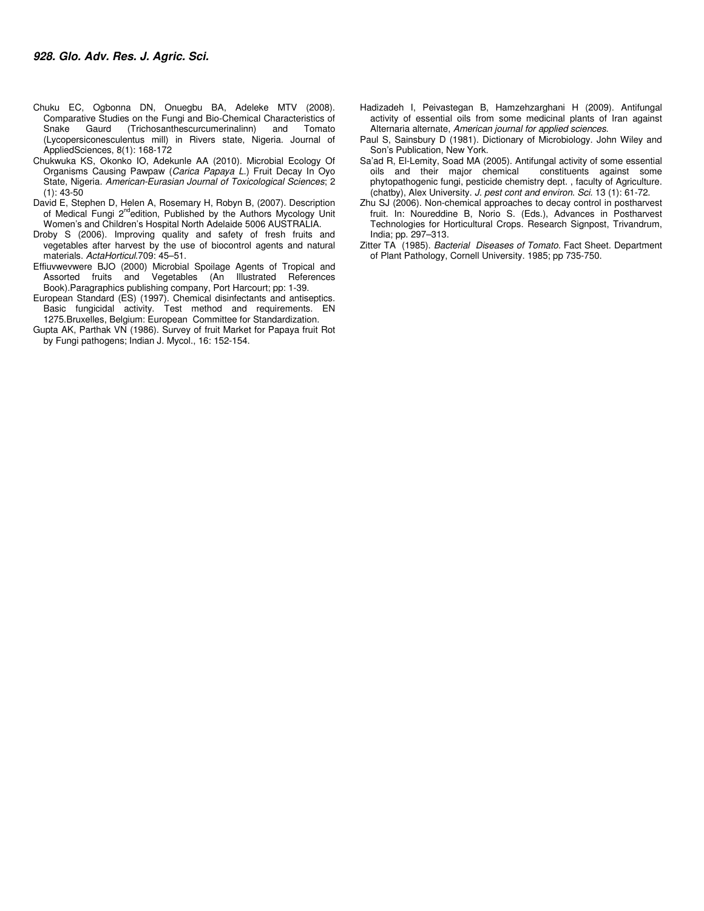Chuku EC, Ogbonna DN, Onuegbu BA, Adeleke MTV (2008). Comparative Studies on the Fungi and Bio-Chemical Characteristics of Snake Gaurd (Trichosanthescurcumerinalinn) and Tomato (Lycopersiconesculentus mill) in Rivers state, Nigeria. Journal of AppliedSciences, 8(1): 168-172

Chukwuka KS, Okonko IO, Adekunle AA (2010). Microbial Ecology Of Organisms Causing Pawpaw (*Carica Papaya L.*) Fruit Decay In Oyo State, Nigeria. *American-Eurasian Journal of Toxicological Sciences*; 2 (1): 43-50

David E, Stephen D, Helen A, Rosemary H, Robyn B, (2007). Description of Medical Fungi 2ndedition, Published by the Authors Mycology Unit Women's and Children's Hospital North Adelaide 5006 AUSTRALIA.

Droby S (2006). Improving quality and safety of fresh fruits and vegetables after harvest by the use of biocontrol agents and natural materials. *ActaHorticul.*709: 45–51.

Effiuvwevwere BJO (2000) Microbial Spoilage Agents of Tropical and Assorted fruits and Vegetables (An Illustrated References Book).Paragraphics publishing company, Port Harcourt; pp: 1-39.

European Standard (ES) (1997). Chemical disinfectants and antiseptics. Basic fungicidal activity. Test method and requirements. EN 1275.Bruxelles, Belgium: European Committee for Standardization.

Gupta AK, Parthak VN (1986). Survey of fruit Market for Papaya fruit Rot by Fungi pathogens; Indian J. Mycol., 16: 152-154.

Hadizadeh I, Peivastegan B, Hamzehzarghani H (2009). Antifungal activity of essential oils from some medicinal plants of Iran against Alternaria alternate, *American journal for applied sciences*.

Paul S, Sainsbury D (1981). Dictionary of Microbiology. John Wiley and Son's Publication, New York.

Sa'ad R, El-Lemity, Soad MA (2005). Antifungal activity of some essential oils and their major chemical constituents against some phytopathogenic fungi, pesticide chemistry dept. , faculty of Agriculture. (chatby), Alex University. *J. pest cont and environ. Sci.* 13 (1): 61-72.

Zhu SJ (2006). Non-chemical approaches to decay control in postharvest fruit. In: Noureddine B, Norio S. (Eds.), Advances in Postharvest Technologies for Horticultural Crops. Research Signpost, Trivandrum, India; pp. 297–313.

Zitter TA (1985). *Bacterial Diseases of Tomato.* Fact Sheet. Department of Plant Pathology, Cornell University. 1985; pp 735-750.